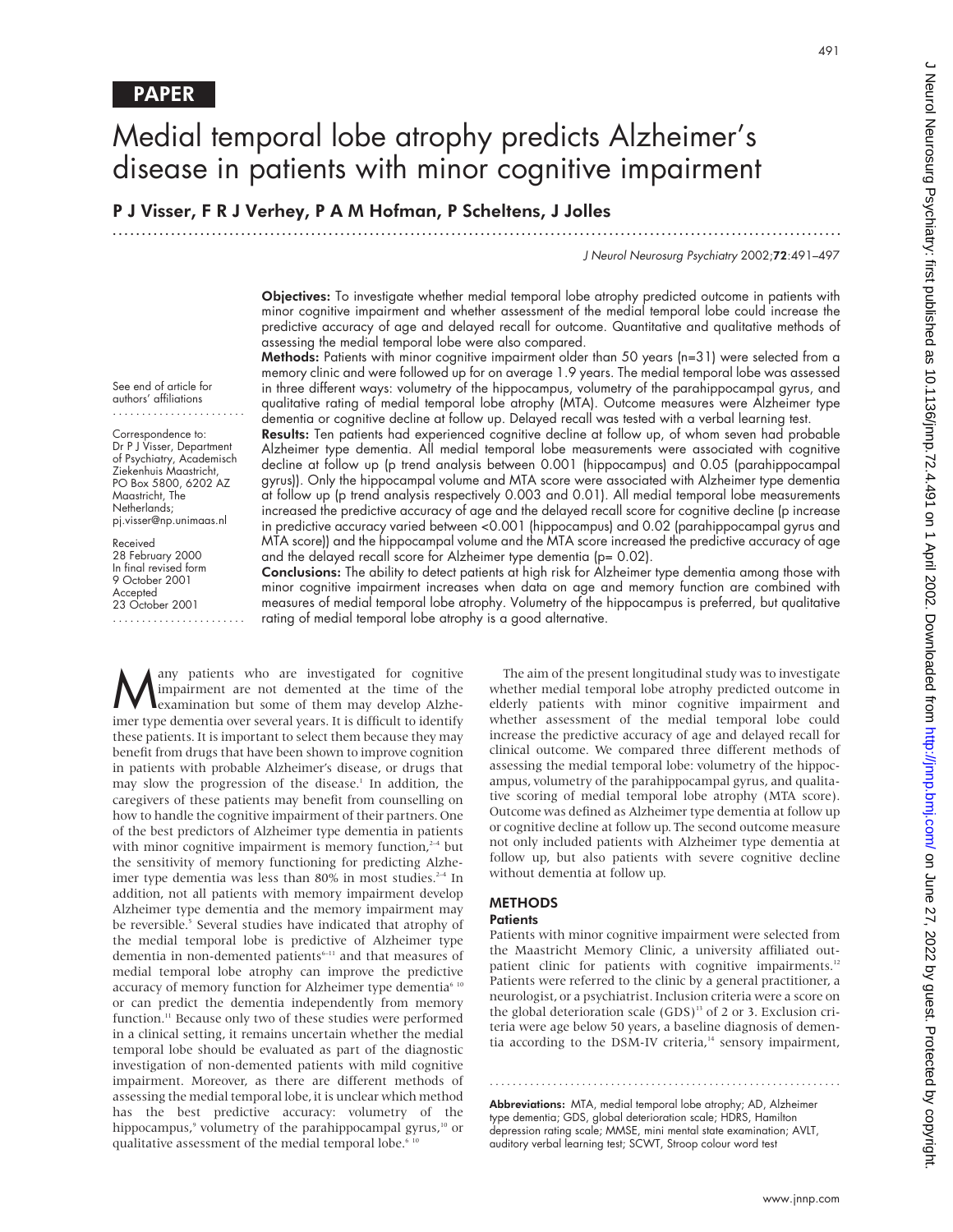PAPER

# Medial temporal lobe atrophy predicts Alzheimer's disease in patients with minor cognitive impairment

**P J Visser, F R J Verhey, P A M Hofman, P Scheltens, J Jolles**

See end of article for authors' affiliations

Correspondence to: Dr P J Visser, Department of Psychiatry, Academisch Ziekenhuis Maastricht, PO Box 5800, 6202 AZ Maastricht, The Netherlands; pj.visser@np.unimaas.nl

Received 28 February 2000
In final revised form 9 October 2001
Accepted 23 October 2001

**Objectives:** To investigate whether medial temporal lobe atrophy predicted outcome in patients with minor cognitive impairment and whether assessment of the medial temporal lobe could increase the predictive accuracy of age and delayed recall for outcome. Quantitative and qualitative methods of assessing the medial temporal lobe were also compared.

**Methods:** Patients with minor cognitive impairment older than 50 years (n=31) were selected from a memory clinic and were followed up for on average 1.9 years. The medial temporal lobe was assessed in three different ways: volumetry of the hippocampus, volumetry of the parahippocampal gyrus, and qualitative rating of medial temporal lobe atrophy (MTA). Outcome measures were Alzheimer type dementia or cognitive decline at follow up. Delayed recall was tested with a verbal learning test.

**Results:** Ten patients had experienced cognitive decline at follow up, of whom seven had probable Alzheimer type dementia. All medial temporal lobe measurements were associated with cognitive decline at follow up (p trend analysis between 0.001 (hippocampus) and 0.05 (parahippocampal gyrus)). Only the hippocampal volume and MTA score were associated with Alzheimer type dementia at follow up (p trend analysis respectively 0.003 and 0.01). All medial temporal lobe measurements increased the predictive accuracy of age and the delayed recall score for cognitive decline (p increase in predictive accuracy varied between <0.001 (hippocampus) and 0.02 (parahippocampal gyrus and MTA score)) and the hippocampal volume and the MTA score increased the predictive accuracy of age and the delayed recall score for Alzheimer type dementia (p= 0.02).

**Conclusions:** The ability to detect patients at high risk for Alzheimer type dementia among those with minor cognitive impairment increases when data on age and memory function are combined with measures of medial temporal lobe atrophy. Volumetry of the hippocampus is preferred, but qualitative rating of medial temporal lobe atrophy is a good alternative.

Many patients who are investigated for cognitive impairment are not demented at the time of the examination but some of them may develop Alzheimer type dementia over several years. It is difficult to identify these patients. It is important to select them because they may benefit from drugs that have been shown to improve cognition in patients with probable Alzheimer's disease, or drugs that may slow the progression of the disease.[1] In addition, the caregivers of these patients may benefit from counselling on how to handle the cognitive impairment of their partners. One of the best predictors of Alzheimer type dementia in patients with minor cognitive impairment is memory function,[2–4] but the sensitivity of memory functioning for predicting Alzheimer type dementia was less than 80% in most studies.[2–4] In addition, not all patients with memory impairment develop Alzheimer type dementia and the memory impairment may be reversible.[5] Several studies have indicated that atrophy of the medial temporal lobe is predictive of Alzheimer type dementia in non-demented patients[6–11] and that measures of medial temporal lobe atrophy can improve the predictive accuracy of memory function for Alzheimer type dementia[6 10] or can predict the dementia independently from memory function.[11] Because only two of these studies were performed in a clinical setting, it remains uncertain whether the medial temporal lobe should be evaluated as part of the diagnostic investigation of non-demented patients with mild cognitive impairment. Moreover, as there are different methods of assessing the medial temporal lobe, it is unclear which method has the best predictive accuracy: volumetry of the hippocampus,[9] volumetry of the parahippocampal gyrus,[10] or qualitative assessment of the medial temporal lobe.[6 10]

The aim of the present longitudinal study was to investigate whether medial temporal lobe atrophy predicted outcome in elderly patients with minor cognitive impairment and whether assessment of the medial temporal lobe could increase the predictive accuracy of age and delayed recall for clinical outcome. We compared three different methods of assessing the medial temporal lobe: volumetry of the hippocampus, volumetry of the parahippocampal gyrus, and qualitative scoring of medial temporal lobe atrophy (MTA score). Outcome was defined as Alzheimer type dementia at follow up or cognitive decline at follow up. The second outcome measure not only included patients with Alzheimer type dementia at follow up, but also patients with severe cognitive decline without dementia at follow up.

## METHODS

### Patients

Patients with minor cognitive impairment were selected from the Maastricht Memory Clinic, a university affiliated outpatient clinic for patients with cognitive impairments.[12] Patients were referred to the clinic by a general practitioner, a neurologist, or a psychiatrist. Inclusion criteria were a score on the global deterioration scale (GDS)[13] of 2 or 3. Exclusion criteria were age below 50 years, a baseline diagnosis of dementia according to the DSM-IV criteria,[14] sensory impairment,

**Abbreviations:** MTA, medial temporal lobe atrophy; AD, Alzheimer type dementia; GDS, global deterioration scale; HDRS, Hamilton depression rating scale; MMSE, mini mental state examination; AVLT, auditory verbal learning test; SCWT, Stroop colour word test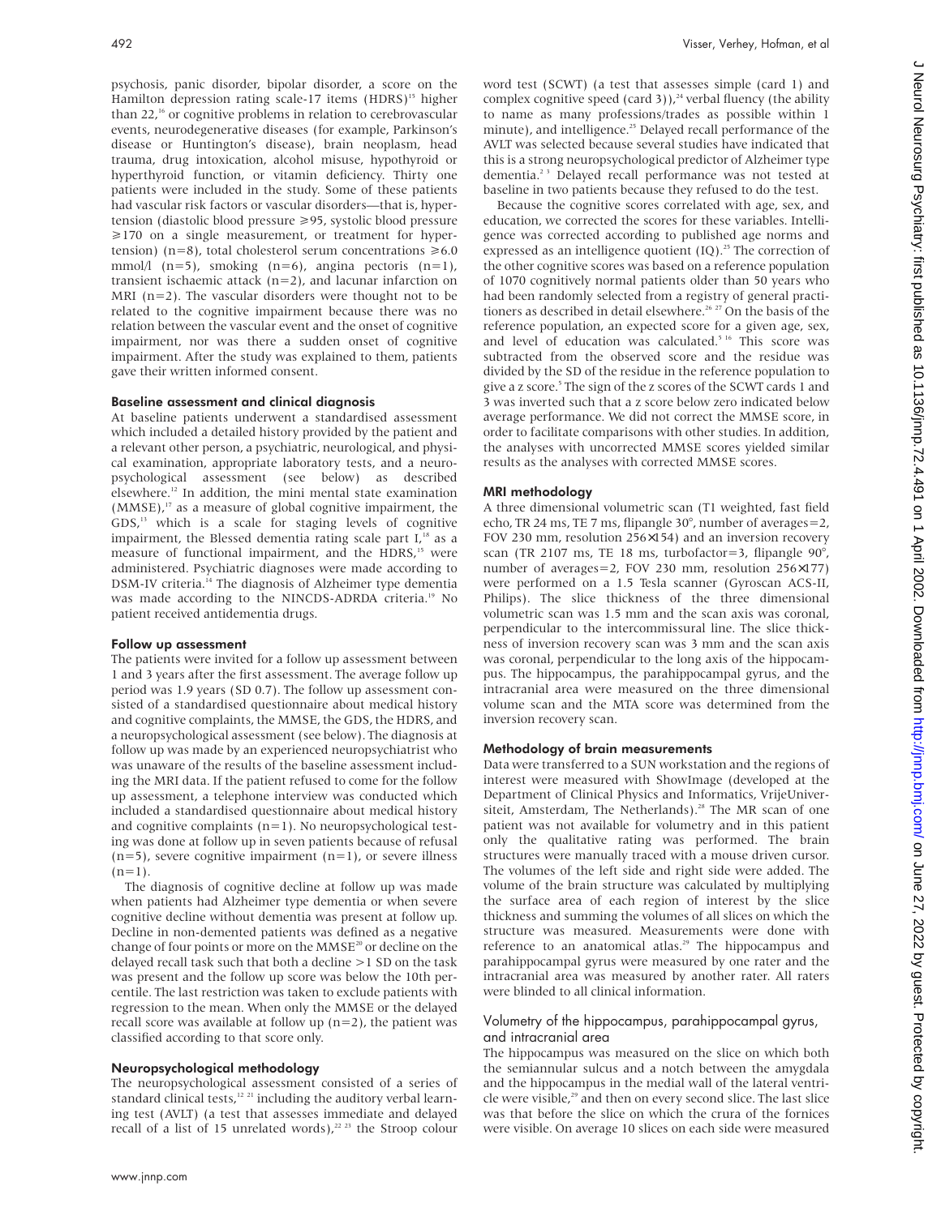psychosis, panic disorder, bipolar disorder, a score on the Hamilton depression rating scale-17 items (HDRS)[15] higher than 22,[16] or cognitive problems in relation to cerebrovascular events, neurodegenerative diseases (for example, Parkinson's disease or Huntington's disease), brain neoplasm, head trauma, drug intoxication, alcohol misuse, hypothyroid or hyperthyroid function, or vitamin deficiency. Thirty one patients were included in the study. Some of these patients had vascular risk factors or vascular disorders—that is, hypertension (diastolic blood pressure ⩾95, systolic blood pressure ⩾170 on a single measurement, or treatment for hypertension) (n=8), total cholesterol serum concentrations ⩾6.0 mmol/l (n=5), smoking (n=6), angina pectoris (n=1), transient ischaemic attack (n=2), and lacunar infarction on MRI (n=2). The vascular disorders were thought not to be related to the cognitive impairment because there was no relation between the vascular event and the onset of cognitive impairment, nor was there a sudden onset of cognitive impairment. After the study was explained to them, patients gave their written informed consent.

### Baseline assessment and clinical diagnosis

At baseline patients underwent a standardised assessment which included a detailed history provided by the patient and a relevant other person, a psychiatric, neurological, and physical examination, appropriate laboratory tests, and a neuropsychological assessment (see below) as described elsewhere.[12] In addition, the mini mental state examination (MMSE),[17] as a measure of global cognitive impairment, the GDS,[13] which is a scale for staging levels of cognitive impairment, the Blessed dementia rating scale part I,[18] as a measure of functional impairment, and the HDRS,[15] were administered. Psychiatric diagnoses were made according to DSM-IV criteria.[14] The diagnosis of Alzheimer type dementia was made according to the NINCDS-ADRDA criteria.[19] No patient received antidementia drugs.

### Follow up assessment

The patients were invited for a follow up assessment between 1 and 3 years after the first assessment. The average follow up period was 1.9 years (SD 0.7). The follow up assessment consisted of a standardised questionnaire about medical history and cognitive complaints, the MMSE, the GDS, the HDRS, and a neuropsychological assessment (see below). The diagnosis at follow up was made by an experienced neuropsychiatrist who was unaware of the results of the baseline assessment including the MRI data. If the patient refused to come for the follow up assessment, a telephone interview was conducted which included a standardised questionnaire about medical history and cognitive complaints (n=1). No neuropsychological testing was done at follow up in seven patients because of refusal (n=5), severe cognitive impairment (n=1), or severe illness (n=1).

The diagnosis of cognitive decline at follow up was made when patients had Alzheimer type dementia or when severe cognitive decline without dementia was present at follow up. Decline in non-demented patients was defined as a negative change of four points or more on the MMSE[20] or decline on the delayed recall task such that both a decline >1 SD on the task was present and the follow up score was below the 10th percentile. The last restriction was taken to exclude patients with regression to the mean. When only the MMSE or the delayed recall score was available at follow up (n=2), the patient was classified according to that score only.

### Neuropsychological methodology

The neuropsychological assessment consisted of a series of standard clinical tests,[12,21] including the auditory verbal learning test (AVLT) (a test that assesses immediate and delayed recall of a list of 15 unrelated words),[22,23] the Stroop colour word test (SCWT) (a test that assesses simple (card 1) and complex cognitive speed (card 3)),[24] verbal fluency (the ability to name as many professions/trades as possible within 1 minute), and intelligence.[25] Delayed recall performance of the AVLT was selected because several studies have indicated that this is a strong neuropsychological predictor of Alzheimer type dementia.[2,3] Delayed recall performance was not tested at baseline in two patients because they refused to do the test.

Because the cognitive scores correlated with age, sex, and education, we corrected the scores for these variables. Intelligence was corrected according to published age norms and expressed as an intelligence quotient (IQ).[25] The correction of the other cognitive scores was based on a reference population of 1070 cognitively normal patients older than 50 years who had been randomly selected from a registry of general practitioners as described in detail elsewhere.[26,27] On the basis of the reference population, an expected score for a given age, sex, and level of education was calculated.[5,16] This score was subtracted from the observed score and the residue was divided by the SD of the residue in the reference population to give a z score.[5] The sign of the z scores of the SCWT cards 1 and 3 was inverted such that a z score below zero indicated below average performance. We did not correct the MMSE score, in order to facilitate comparisons with other studies. In addition, the analyses with uncorrected MMSE scores yielded similar results as the analyses with corrected MMSE scores.

### MRI methodology

A three dimensional volumetric scan (T1 weighted, fast field echo, TR 24 ms, TE 7 ms, flipangle 30°, number of averages=2, FOV 230 mm, resolution 256×154) and an inversion recovery scan (TR 2107 ms, TE 18 ms, turbofactor=3, flipangle 90°, number of averages=2, FOV 230 mm, resolution 256×177) were performed on a 1.5 Tesla scanner (Gyroscan ACS-II, Philips). The slice thickness of the three dimensional volumetric scan was 1.5 mm and the scan axis was coronal, perpendicular to the intercommissural line. The slice thickness of inversion recovery scan was 3 mm and the scan axis was coronal, perpendicular to the long axis of the hippocampus. The hippocampus, the parahippocampal gyrus, and the intracranial area were measured on the three dimensional volume scan and the MTA score was determined from the inversion recovery scan.

### Methodology of brain measurements

Data were transferred to a SUN workstation and the regions of interest were measured with ShowImage (developed at the Department of Clinical Physics and Informatics, VrijeUniversiteit, Amsterdam, The Netherlands).[28] The MR scan of one patient was not available for volumetry and in this patient only the qualitative rating was performed. The brain structures were manually traced with a mouse driven cursor. The volumes of the left side and right side were added. The volume of the brain structure was calculated by multiplying the surface area of each region of interest by the slice thickness and summing the volumes of all slices on which the structure was measured. Measurements were done with reference to an anatomical atlas.[29] The hippocampus and parahippocampal gyrus were measured by one rater and the intracranial area was measured by another rater. All raters were blinded to all clinical information.

### Volumetry of the hippocampus, parahippocampal gyrus, and intracranial area

The hippocampus was measured on the slice on which both the semiannular sulcus and a notch between the amygdala and the hippocampus in the medial wall of the lateral ventricle were visible,[29] and then on every second slice. The last slice was that before the slice on which the crura of the fornices were visible. On average 10 slices on each side were measured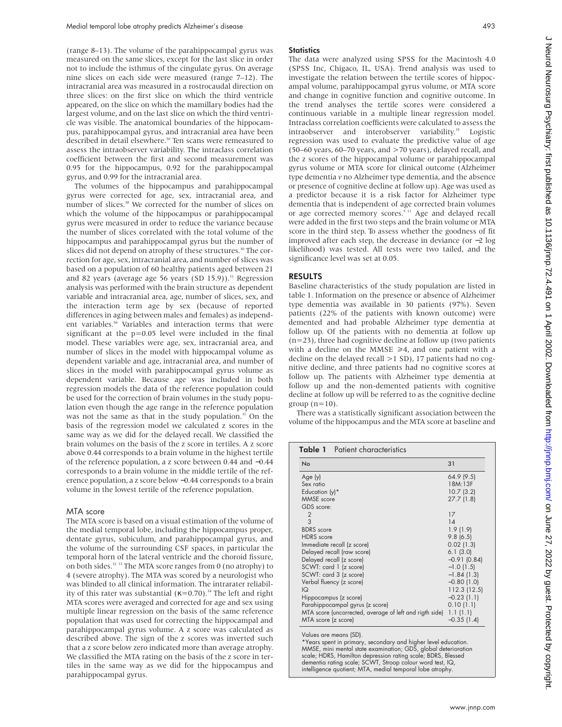(range 8–13). The volume of the parahippocampal gyrus was measured on the same slices, except for the last slice in order not to include the isthmus of the cingulate gyrus. On average nine slices on each side were measured (range 7–12). The intracranial area was measured in a rostrocaudal direction on three slices: on the first slice on which the third ventricle appeared, on the slice on which the mamillary bodies had the largest volume, and on the last slice on which the third ventricle was visible. The anatomical boundaries of the hippocampus, parahippocampal gyrus, and intracranial area have been described in detail elsewhere.[30] Ten scans were remeasured to assess the intraobserver variability. The intraclass correlation coefficient between the first and second measurement was 0.95 for the hippocampus, 0.92 for the parahippocampal gyrus, and 0.99 for the intracranial area.

The volumes of the hippocampus and parahippocampal gyrus were corrected for age, sex, intracranial area, and number of slices.[30] We corrected for the number of slices on which the volume of the hippocampus or parahippocampal gyrus were measured in order to reduce the variance because the number of slices correlated with the total volume of the hippocampus and parahippocampal gyrus but the number of slices did not depend on atrophy of these structures.[30] The correction for age, sex, intracranial area, and number of slices was based on a population of 60 healthy patients aged between 21 and 82 years (average age 56 years (SD 15.9)).[31] Regression analysis was performed with the brain structure as dependent variable and intracranial area, age, number of slices, sex, and the interaction term age by sex (because of reported differences in aging between males and females) as independent variables.[30] Variables and interaction terms that were significant at the p=0.05 level were included in the final model. These variables were age, sex, intracranial area, and number of slices in the model with hippocampal volume as dependent variable and age, intracranial area, and number of slices in the model with parahippocampal gyrus volume as dependent variable. Because age was included in both regression models the data of the reference population could be used for the correction of brain volumes in the study population even though the age range in the reference population was not the same as that in the study population.[31] On the basis of the regression model we calculated z scores in the same way as we did for the delayed recall. We classified the brain volumes on the basis of the z score in tertiles. A z score above 0.44 corresponds to a brain volume in the highest tertile of the reference population, a z score between 0.44 and −0.44 corresponds to a brain volume in the middle tertile of the reference population, a z score below −0.44 corresponds to a brain volume in the lowest tertile of the reference population.

### MTA score

The MTA score is based on a visual estimation of the volume of the medial temporal lobe, including the hippocampus proper, dentate gyrus, subiculum, and parahippocampal gyrus, and the volume of the surrounding CSF spaces, in particular the temporal horn of the lateral ventricle and the choroid fissure, on both sides.[32,33] The MTA score ranges from 0 (no atrophy) to 4 (severe atrophy). The MTA was scored by a neurologist who was blinded to all clinical information. The intrarater reliability of this rater was substantial (κ=0.70).[34] The left and right MTA scores were averaged and corrected for age and sex using multiple linear regression on the basis of the same reference population that was used for correcting the hippocampal and parahippocampal gyrus volume. A z score was calculated as described above. The sign of the z scores was inverted such that a z score below zero indicated more than average atrophy. We classified the MTA rating on the basis of the z score in tertiles in the same way as we did for the hippocampus and parahippocampal gyrus.

### Statistics

The data were analyzed using SPSS for the Macintosh 4.0 (SPSS Inc, Chigaco, IL, USA). Trend analysis was used to investigate the relation between the tertile scores of hippocampal volume, parahippocampal gyrus volume, or MTA score and change in cognitive function and cognitive outcome. In the trend analyses the tertile scores were considered a continuous variable in a multiple linear regression model. Intraclass correlation coefficients were calculated to assess the intraobserver and interobserver variability.[35] Logistic regression was used to evaluate the predictive value of age (50–60 years, 60–70 years, and >70 years), delayed recall, and the z scores of the hippocampal volume or parahippocampal gyrus volume or MTA score for clinical outcome (Alzheimer type dementia *v* no Alzheimer type dementia, and the absence or presence of cognitive decline at follow up). Age was used as a predictor because it is a risk factor for Alzheimer type dementia that is independent of age corrected brain volumes or age corrected memory scores.[5,11] Age and delayed recall were added in the first two steps and the brain volume or MTA score in the third step. To assess whether the goodness of fit improved after each step, the decrease in deviance (or −2 log likelihood) was tested. All tests were two tailed, and the significance level was set at 0.05.

## RESULTS

Baseline characteristics of the study population are listed in table 1. Information on the presence or absence of Alzheimer type dementia was available in 30 patients (97%). Seven patients (22% of the patients with known outcome) were demented and had probable Alzheimer type dementia at follow up. Of the patients with no dementia at follow up (n=23), three had cognitive decline at follow up (two patients with a decline on the MMSE ≥4, and one patient with a decline on the delayed recall >1 SD), 17 patients had no cognitive decline, and three patients had no cognitive scores at follow up. The patients with Alzheimer type dementia at follow up and the non-demented patients with cognitive decline at follow up will be referred to as the cognitive decline group (n=10).

There was a statistically significant association between the volume of the hippocampus and the MTA score at baseline and

**Table 1** Patient characteristics

| No | 31 |
|---|---|
| Age (y) | 64.9 (9.5) |
| Sex ratio | 18M:13F |
| Education (y)* | 10.7 (3.2) |
| MMSE score | 27.7 (1.8) |
| GDS score: | |
| 2 | 17 |
| 3 | 14 |
| BDRS score | 1.9 (1.9) |
| HDRS score | 9.8 (6.5) |
| Immediate recall (z score) | 0.02 (1.3) |
| Delayed recall (raw score) | 6.1 (3.0) |
| Delayed recall (z score) | −0.91 (0.84) |
| SCWT: card 1 (z score) | −1.0 (1.5) |
| SCWT: card 3 (z score) | −1.84 (1.3) |
| Verbal fluency (z score) | −0.80 (1.0) |
| IQ | 112.3 (12.5) |
| Hippocampus (z score) | −0.23 (1.1) |
| Parahippocampal gyrus (z score) | 0.10 (1.1) |
| MTA score (uncorrected, average of left and rigth side) | 1.1 (1.1) |
| MTA score (z score) | −0.35 (1.4) |

Values are means (SD).
*Years spent in primary, secondary and higher level education.
MMSE, mini mental state examination; GDS, global deterioration scale; HDRS, Hamilton depression rating scale; BDRS, Blessed dementia rating scale; SCWT, Stroop colour word test, IQ, intelligence quotient; MTA, medial temporal lobe atrophy.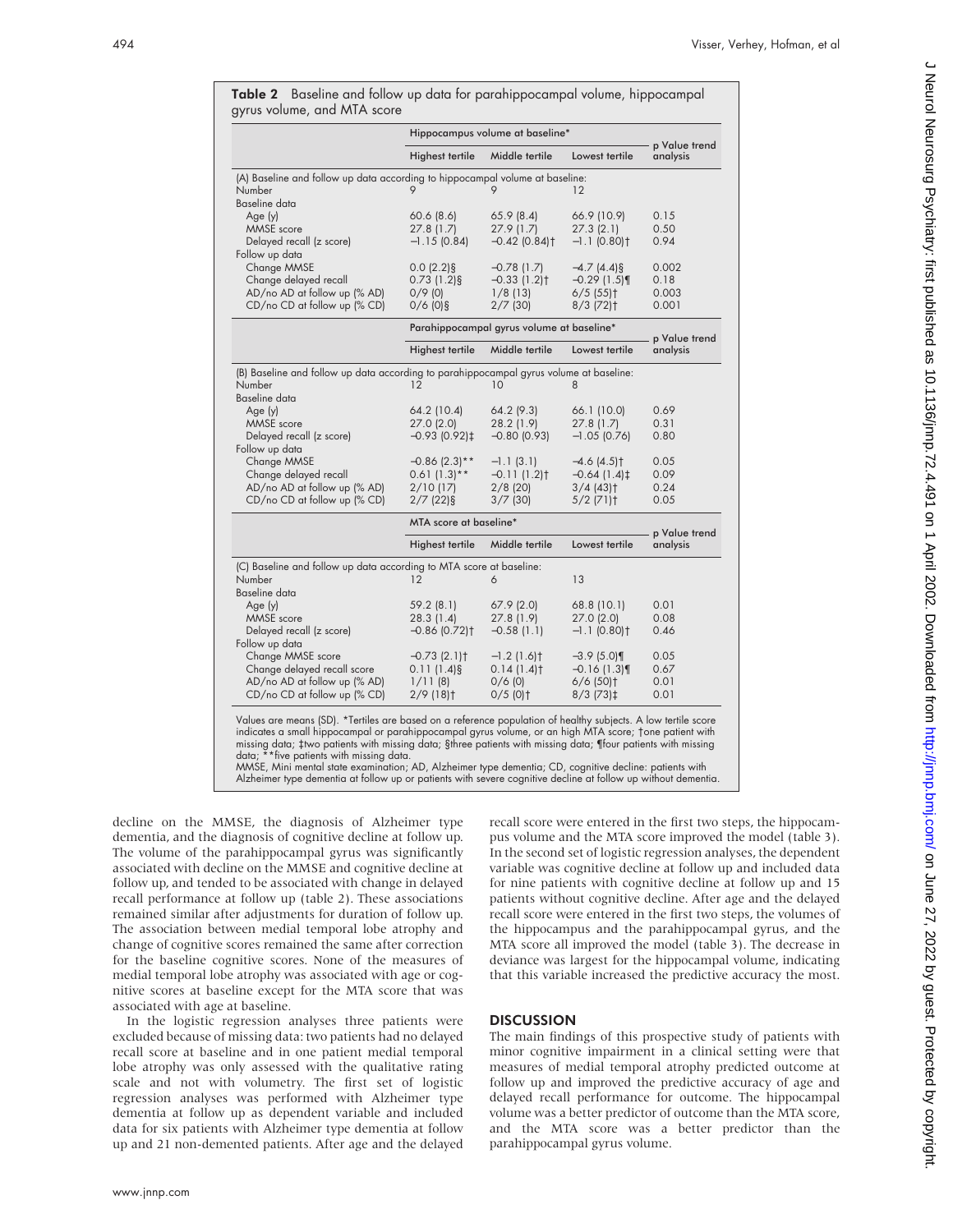**Table 2** Baseline and follow up data for parahippocampal volume, hippocampal gyrus volume, and MTA score

| | Hippocampus volume at baseline* | | | p Value trend analysis |
|---|---|---|---|---|
| | Highest tertile | Middle tertile | Lowest tertile | |
| (A) Baseline and follow up data according to hippocampal volume at baseline: | | | | |
| Number | 9 | 9 | 12 | |
| Baseline data | | | | |
| Age (y) | 60.6 (8.6) | 65.9 (8.4) | 66.9 (10.9) | 0.15 |
| MMSE score | 27.8 (1.7) | 27.9 (1.7) | 27.3 (2.1) | 0.50 |
| Delayed recall (z score) | −1.15 (0.84) | −0.42 (0.84)† | −1.1 (0.80)† | 0.94 |
| Follow up data | | | | |
| Change MMSE | 0.0 (2.2)§ | −0.78 (1.7) | −4.7 (4.4)§ | 0.002 |
| Change delayed recall | 0.73 (1.2)§ | −0.33 (1.2)† | −0.29 (1.5)¶ | 0.18 |
| AD/no AD at follow up (% AD) | 0/9 (0) | 1/8 (13) | 6/5 (55)† | 0.003 |
| CD/no CD at follow up (% CD) | 0/6 (0)§ | 2/7 (30) | 8/3 (72)† | 0.001 |
| | **Parahippocampal gyrus volume at baseline*** | | | **p Value trend analysis** |
| | Highest tertile | Middle tertile | Lowest tertile | |
| (B) Baseline and follow up data according to parahippocampal gyrus volume at baseline: | | | | |
| Number | 12 | 10 | 8 | |
| Baseline data | | | | |
| Age (y) | 64.2 (10.4) | 64.2 (9.3) | 66.1 (10.0) | 0.69 |
| MMSE score | 27.0 (2.0) | 28.2 (1.9) | 27.8 (1.7) | 0.31 |
| Delayed recall (z score) | −0.93 (0.92)‡ | −0.80 (0.93) | −1.05 (0.76) | 0.80 |
| Follow up data | | | | |
| Change MMSE | −0.86 (2.3)** | −1.1 (3.1) | −4.6 (4.5)† | 0.05 |
| Change delayed recall | 0.61 (1.3)** | −0.11 (1.2)† | −0.64 (1.4)‡ | 0.09 |
| AD/no AD at follow up (% AD) | 2/10 (17) | 2/8 (20) | 3/4 (43)† | 0.24 |
| CD/no CD at follow up (% CD) | 2/7 (22)§ | 3/7 (30) | 5/2 (71)† | 0.05 |
| | **MTA score at baseline*** | | | **p Value trend analysis** |
| | Highest tertile | Middle tertile | Lowest tertile | |
| (C) Baseline and follow up data according to MTA score at baseline: | | | | |
| Number | 12 | 6 | 13 | |
| Baseline data | | | | |
| Age (y) | 59.2 (8.1) | 67.9 (2.0) | 68.8 (10.1) | 0.01 |
| MMSE score | 28.3 (1.4) | 27.8 (1.9) | 27.0 (2.0) | 0.08 |
| Delayed recall (z score) | −0.86 (0.72)† | −0.58 (1.1) | −1.1 (0.80)† | 0.46 |
| Follow up data | | | | |
| Change MMSE score | −0.73 (2.1)† | −1.2 (1.6)† | −3.9 (5.0)¶ | 0.05 |
| Change delayed recall score | 0.11 (1.4)§ | 0.14 (1.4)† | −0.16 (1.3)¶ | 0.67 |
| AD/no AD at follow up (% AD) | 1/11 (8) | 0/6 (0) | 6/6 (50)† | 0.01 |
| CD/no CD at follow up (% CD) | 2/9 (18)† | 0/5 (0)† | 8/3 (73)‡ | 0.01 |

Values are means (SD). *Tertiles are based on a reference population of healthy subjects. A low tertile score indicates a small hippocampal or parahippocampal gyrus volume, or an high MTA score; †one patient with missing data; ‡two patients with missing data; §three patients with missing data; ¶four patients with missing data; **five patients with missing data.
MMSE, Mini mental state examination; AD, Alzheimer type dementia; CD, cognitive decline: patients with Alzheimer type dementia at follow up or patients with severe cognitive decline at follow up without dementia.

decline on the MMSE, the diagnosis of Alzheimer type dementia, and the diagnosis of cognitive decline at follow up. The volume of the parahippocampal gyrus was significantly associated with decline on the MMSE and cognitive decline at follow up, and tended to be associated with change in delayed recall performance at follow up (table 2). These associations remained similar after adjustments for duration of follow up. The association between medial temporal lobe atrophy and change of cognitive scores remained the same after correction for the baseline cognitive scores. None of the measures of medial temporal lobe atrophy was associated with age or cognitive scores at baseline except for the MTA score that was associated with age at baseline.

In the logistic regression analyses three patients were excluded because of missing data: two patients had no delayed recall score at baseline and in one patient medial temporal lobe atrophy was only assessed with the qualitative rating scale and not with volumetry. The first set of logistic regression analyses was performed with Alzheimer type dementia at follow up as dependent variable and included data for six patients with Alzheimer type dementia at follow up and 21 non-demented patients. After age and the delayed recall score were entered in the first two steps, the hippocampus volume and the MTA score improved the model (table 3). In the second set of logistic regression analyses, the dependent variable was cognitive decline at follow up and included data for nine patients with cognitive decline at follow up and 15 patients without cognitive decline. After age and the delayed recall score were entered in the first two steps, the volumes of the hippocampus and the parahippocampal gyrus, and the MTA score all improved the model (table 3). The decrease in deviance was largest for the hippocampal volume, indicating that this variable increased the predictive accuracy the most.

## DISCUSSION

The main findings of this prospective study of patients with minor cognitive impairment in a clinical setting were that measures of medial temporal atrophy predicted outcome at follow up and improved the predictive accuracy of age and delayed recall performance for outcome. The hippocampal volume was a better predictor of outcome than the MTA score, and the MTA score was a better predictor than the parahippocampal gyrus volume.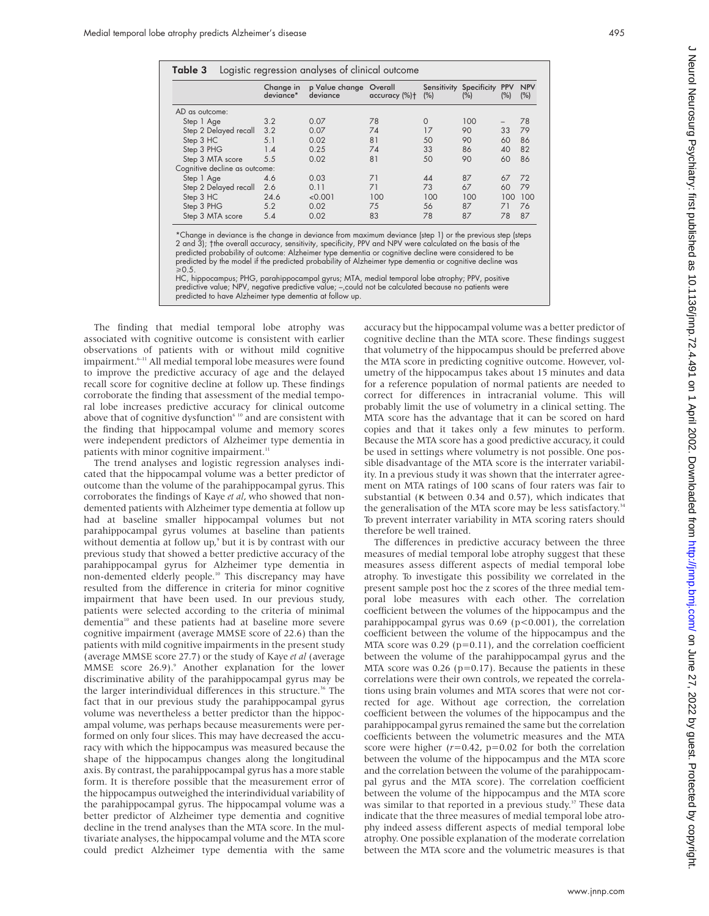**Table 3** Logistic regression analyses of clinical outcome

| | Change in deviance* | p Value change deviance | Overall accuracy (%)† | Sensitivity (%) | Specificity (%) | PPV (%) | NPV (%) |
|---|---|---|---|---|---|---|---|
| AD as outcome: | | | | | | | |
| Step 1 Age | 3.2 | 0.07 | 78 | 0 | 100 | – | 78 |
| Step 2 Delayed recall | 3.2 | 0.07 | 74 | 17 | 90 | 33 | 79 |
| Step 3 HC | 5.1 | 0.02 | 81 | 50 | 90 | 60 | 86 |
| Step 3 PHG | 1.4 | 0.25 | 74 | 33 | 86 | 40 | 82 |
| Step 3 MTA score | 5.5 | 0.02 | 81 | 50 | 90 | 60 | 86 |
| Cognitive decline as outcome: | | | | | | | |
| Step 1 Age | 4.6 | 0.03 | 71 | 44 | 87 | 67 | 72 |
| Step 2 Delayed recall | 2.6 | 0.11 | 71 | 73 | 67 | 60 | 79 |
| Step 3 HC | 24.6 | <0.001 | 100 | 100 | 100 | 100 | 100 |
| Step 3 PHG | 5.2 | 0.02 | 75 | 56 | 87 | 71 | 76 |
| Step 3 MTA score | 5.4 | 0.02 | 83 | 78 | 87 | 78 | 87 |

*Change in deviance is the change in deviance from maximum deviance (step 1) or the previous step (steps 2 and 3); †the overall accuracy, sensitivity, specificity, PPV and NPV were calculated on the basis of the predicted probability of outcome: Alzheimer type dementia or cognitive decline were considered to be predicted by the model if the predicted probability of Alzheimer type dementia or cognitive decline was ⩾0.5.
HC, hippocampus; PHG, parahippocampal gyrus; MTA, medial temporal lobe atrophy; PPV, positive predictive value; NPV, negative predictive value; –,could not be calculated because no patients were predicted to have Alzheimer type dementia at follow up.

The finding that medial temporal lobe atrophy was associated with cognitive outcome is consistent with earlier observations of patients with or without mild cognitive impairment.[6–11] All medial temporal lobe measures were found to improve the predictive accuracy of age and the delayed recall score for cognitive decline at follow up. These findings corroborate the finding that assessment of the medial temporal lobe increases predictive accuracy for clinical outcome above that of cognitive dysfunction[6 10] and are consistent with the finding that hippocampal volume and memory scores were independent predictors of Alzheimer type dementia in patients with minor cognitive impairment.[11]

The trend analyses and logistic regression analyses indicated that the hippocampal volume was a better predictor of outcome than the volume of the parahippocampal gyrus. This corroborates the findings of Kaye *et al*, who showed that nondemented patients with Alzheimer type dementia at follow up had at baseline smaller hippocampal volumes but not parahippocampal gyrus volumes at baseline than patients without dementia at follow up,[9] but it is by contrast with our previous study that showed a better predictive accuracy of the parahippocampal gyrus for Alzheimer type dementia in non-demented elderly people.[10] This discrepancy may have resulted from the difference in criteria for minor cognitive impairment that have been used. In our previous study, patients were selected according to the criteria of minimal dementia[10] and these patients had at baseline more severe cognitive impairment (average MMSE score of 22.6) than the patients with mild cognitive impairments in the present study (average MMSE score 27.7) or the study of Kaye *et al* (average MMSE score 26.9).[9] Another explanation for the lower discriminative ability of the parahippocampal gyrus may be the larger interindividual differences in this structure.[36] The fact that in our previous study the parahippocampal gyrus volume was nevertheless a better predictor than the hippocampal volume, was perhaps because measurements were performed on only four slices. This may have decreased the accuracy with which the hippocampus was measured because the shape of the hippocampus changes along the longitudinal axis. By contrast, the parahippocampal gyrus has a more stable form. It is therefore possible that the measurement error of the hippocampus outweighed the interindividual variability of the parahippocampal gyrus. The hippocampal volume was a better predictor of Alzheimer type dementia and cognitive decline in the trend analyses than the MTA score. In the multivariate analyses, the hippocampal volume and the MTA score could predict Alzheimer type dementia with the same accuracy but the hippocampal volume was a better predictor of cognitive decline than the MTA score. These findings suggest that volumetry of the hippocampus should be preferred above the MTA score in predicting cognitive outcome. However, volumetry of the hippocampus takes about 15 minutes and data for a reference population of normal patients are needed to correct for differences in intracranial volume. This will probably limit the use of volumetry in a clinical setting. The MTA score has the advantage that it can be scored on hard copies and that it takes only a few minutes to perform. Because the MTA score has a good predictive accuracy, it could be used in settings where volumetry is not possible. One possible disadvantage of the MTA score is the interrater variability. In a previous study it was shown that the interrater agreement on MTA ratings of 100 scans of four raters was fair to substantial (κ between 0.34 and 0.57), which indicates that the generalisation of the MTA score may be less satisfactory.[34] To prevent interrater variability in MTA scoring raters should therefore be well trained.

The differences in predictive accuracy between the three measures of medial temporal lobe atrophy suggest that these measures assess different aspects of medial temporal lobe atrophy. To investigate this possibility we correlated in the present sample post hoc the z scores of the three medial temporal lobe measures with each other. The correlation coefficient between the volumes of the hippocampus and the parahippocampal gyrus was 0.69 ($p<0.001$), the correlation coefficient between the volume of the hippocampus and the MTA score was 0.29 ($p=0.11$), and the correlation coefficient between the volume of the parahippocampal gyrus and the MTA score was 0.26 ($p=0.17$). Because the patients in these correlations were their own controls, we repeated the correlations using brain volumes and MTA scores that were not corrected for age. Without age correction, the correlation coefficient between the volumes of the hippocampus and the parahippocampal gyrus remained the same but the correlation coefficients between the volumetric measures and the MTA score were higher ($r=0.42$, $p=0.02$ for both the correlation between the volume of the hippocampus and the MTA score and the correlation between the volume of the parahippocampal gyrus and the MTA score). The correlation coefficient between the volume of the hippocampus and the MTA score was similar to that reported in a previous study.[37] These data indicate that the three measures of medial temporal lobe atrophy indeed assess different aspects of medial temporal lobe atrophy. One possible explanation of the moderate correlation between the MTA score and the volumetric measures is that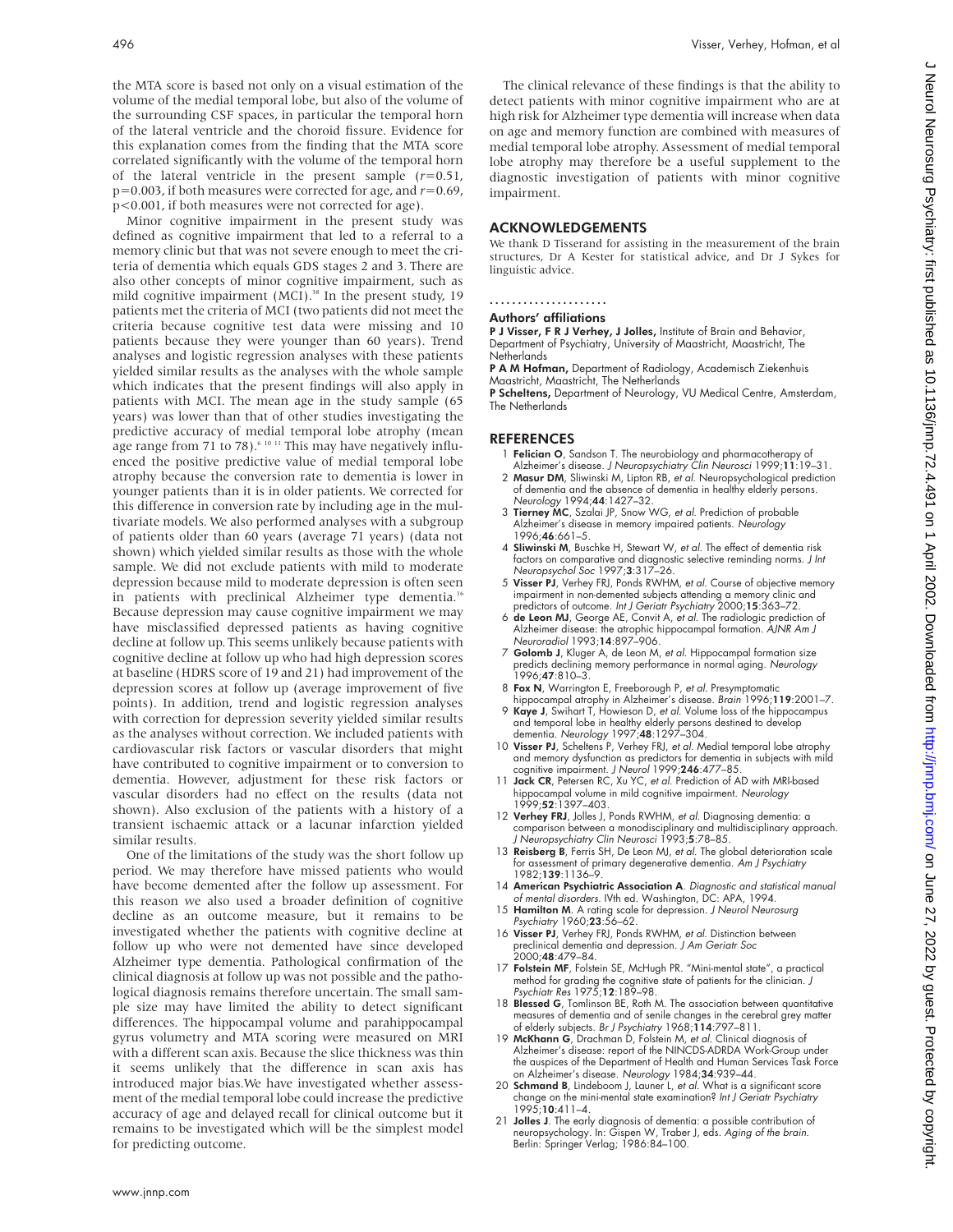the MTA score is based not only on a visual estimation of the volume of the medial temporal lobe, but also of the volume of the surrounding CSF spaces, in particular the temporal horn of the lateral ventricle and the choroid fissure. Evidence for this explanation comes from the finding that the MTA score correlated significantly with the volume of the temporal horn of the lateral ventricle in the present sample ($r=0.51$, $p=0.003$, if both measures were corrected for age, and $r=0.69$, $p<0.001$, if both measures were not corrected for age).

Minor cognitive impairment in the present study was defined as cognitive impairment that led to a referral to a memory clinic but that was not severe enough to meet the criteria of dementia which equals GDS stages 2 and 3. There are also other concepts of minor cognitive impairment, such as mild cognitive impairment (MCI).[38] In the present study, 19 patients met the criteria of MCI (two patients did not meet the criteria because cognitive test data were missing and 10 patients because they were younger than 60 years). Trend analyses and logistic regression analyses with these patients yielded similar results as the analyses with the whole sample which indicates that the present findings will also apply in patients with MCI. The mean age in the study sample (65 years) was lower than that of other studies investigating the predictive accuracy of medial temporal lobe atrophy (mean age range from 71 to 78).[6 10 11] This may have negatively influenced the positive predictive value of medial temporal lobe atrophy because the conversion rate to dementia is lower in younger patients than it is in older patients. We corrected for this difference in conversion rate by including age in the multivariate models. We also performed analyses with a subgroup of patients older than 60 years (average 71 years) (data not shown) which yielded similar results as those with the whole sample. We did not exclude patients with mild to moderate depression because mild to moderate depression is often seen in patients with preclinical Alzheimer type dementia.[16] Because depression may cause cognitive impairment we may have misclassified depressed patients as having cognitive decline at follow up. This seems unlikely because patients with cognitive decline at follow up who had high depression scores at baseline (HDRS score of 19 and 21) had improvement of the depression scores at follow up (average improvement of five points). In addition, trend and logistic regression analyses with correction for depression severity yielded similar results as the analyses without correction. We included patients with cardiovascular risk factors or vascular disorders that might have contributed to cognitive impairment or to conversion to dementia. However, adjustment for these risk factors or vascular disorders had no effect on the results (data not shown). Also exclusion of the patients with a history of a transient ischaemic attack or a lacunar infarction yielded similar results.

One of the limitations of the study was the short follow up period. We may therefore have missed patients who would have become demented after the follow up assessment. For this reason we also used a broader definition of cognitive decline as an outcome measure, but it remains to be investigated whether the patients with cognitive decline at follow up who were not demented have since developed Alzheimer type dementia. Pathological confirmation of the clinical diagnosis at follow up was not possible and the pathological diagnosis remains therefore uncertain. The small sample size may have limited the ability to detect significant differences. The hippocampal volume and parahippocampal gyrus volumetry and MTA scoring were measured on MRI with a different scan axis. Because the slice thickness was thin it seems unlikely that the difference in scan axis has introduced major bias. We have investigated whether assessment of the medial temporal lobe could increase the predictive accuracy of age and delayed recall for clinical outcome but it remains to be investigated which will be the simplest model for predicting outcome.

The clinical relevance of these findings is that the ability to detect patients with minor cognitive impairment who are at high risk for Alzheimer type dementia will increase when data on age and memory function are combined with measures of medial temporal lobe atrophy. Assessment of medial temporal lobe atrophy may therefore be a useful supplement to the diagnostic investigation of patients with minor cognitive impairment.

## ACKNOWLEDGEMENTS

We thank D Tisserand for assisting in the measurement of the brain structures, Dr A Kester for statistical advice, and Dr J Sykes for linguistic advice.

### Authors' affiliations

**P J Visser, F R J Verhey, J Jolles,** Institute of Brain and Behavior, Department of Psychiatry, University of Maastricht, Maastricht, The Netherlands

**P A M Hofman,** Department of Radiology, Academisch Ziekenhuis Maastricht, Maastricht, The Netherlands

**P Scheltens,** Department of Neurology, VU Medical Centre, Amsterdam, The Netherlands

## REFERENCES

1. **Felician O**, Sandson T. The neurobiology and pharmacotherapy of Alzheimer's disease. *J Neuropsychiatry Clin Neurosci* 1999;**11**:19–31.
2. **Masur DM**, Sliwinski M, Lipton RB, *et al*. Neuropsychological prediction of dementia and the absence of dementia in healthy elderly persons. *Neurology* 1994;**44**:1427–32.
3. **Tierney MC**, Szalai JP, Snow WG, *et al*. Prediction of probable Alzheimer's disease in memory impaired patients. *Neurology* 1996;**46**:661–5.
4. **Sliwinski M**, Buschke H, Stewart W, *et al*. The effect of dementia risk factors on comparative and diagnostic selective reminding norms. *J Int Neuropsychol Soc* 1997;**3**:317–26.
5. **Visser PJ**, Verhey FRJ, Ponds RWHM, *et al*. Course of objective memory impairment in non-demented subjects attending a memory clinic and predictors of outcome. *Int J Geriatr Psychiatry* 2000;**15**:363–72.
6. **de Leon MJ**, George AE, Convit A, *et al*. The radiologic prediction of Alzheimer disease: the atrophic hippocampal formation. *AJNR Am J Neuroradiol* 1993;**14**:897–906.
7. **Golomb J**, Kluger A, de Leon M, *et al*. Hippocampal formation size predicts declining memory performance in normal aging. *Neurology* 1996;**47**:810–3.
8. **Fox N**, Warrington E, Freeborough P, *et al*. Presymptomatic hippocampal atrophy in Alzheimer's disease. *Brain* 1996;**119**:2001–7.
9. **Kaye J**, Swihart T, Howieson D, *et al*. Volume loss of the hippocampus and temporal lobe in healthy elderly persons destined to develop dementia. *Neurology* 1997;**48**:1297–304.
10. **Visser PJ**, Scheltens P, Verhey FRJ, *et al*. Medial temporal lobe atrophy and memory dysfunction as predictors for dementia in subjects with mild cognitive impairment. *J Neurol* 1999;**246**:477–85.
11. **Jack CR**, Petersen RC, Xu YC, *et al*. Prediction of AD with MRI-based hippocampal volume in mild cognitive impairment. *Neurology* 1999;**52**:1397–403.
12. **Verhey FRJ**, Jolles J, Ponds RWHM, *et al*. Diagnosing dementia: a comparison between a monodisciplinary and multidisciplinary approach. *J Neuropsychiatry Clin Neurosci* 1993;**5**:78–85.
13. **Reisberg B**, Ferris SH, De Leon MJ, *et al*. The global deterioration scale for assessment of primary degenerative dementia. *Am J Psychiatry* 1982;**139**:1136–9.
14. **American Psychiatric Association A**. *Diagnostic and statistical manual of mental disorders*. IVth ed. Washington, DC: APA, 1994.
15. **Hamilton M**. A rating scale for depression. *J Neurol Neurosurg Psychiatry* 1960;**23**:56–62.
16. **Visser PJ**, Verhey FRJ, Ponds RWHM, *et al*. Distinction between preclinical dementia and depression. *J Am Geriatr Soc* 2000;**48**:479–84.
17. **Folstein MF**, Folstein SE, McHugh PR. "Mini-mental state", a practical method for grading the cognitive state of patients for the clinician. *J Psychiatr Res* 1975;**12**:189–98.
18. **Blessed G**, Tomlinson BE, Roth M. The association between quantitative measures of dementia and of senile changes in the cerebral grey matter of elderly subjects. *Br J Psychiatry* 1968;**114**:797–811.
19. **McKhann G**, Drachman D, Folstein M, *et al*. Clinical diagnosis of Alzheimer's disease: report of the NINCDS-ADRDA Work-Group under the auspices of the Department of Health and Human Services Task Force on Alzheimer's disease. *Neurology* 1984;**34**:939–44.
20. **Schmand B**, Lindeboom J, Launer L, *et al*. What is a significant score change on the mini-mental state examination? *Int J Geriatr Psychiatry* 1995;**10**:411–4.
21. **Jolles J**. The early diagnosis of dementia: a possible contribution of neuropsychology. In: Gispen W, Traber J, eds. *Aging of the brain*. Berlin: Springer Verlag; 1986:84–100.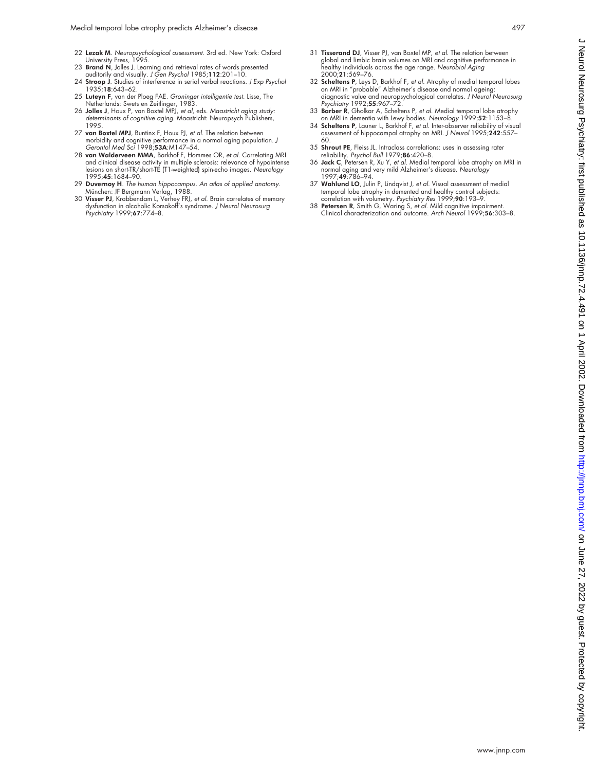22 **Lezak M**. *Neuropsychological assessment*. 3rd ed. New York: Oxford University Press, 1995.
23 **Brand N**, Jolles J. Learning and retrieval rates of words presented auditorily and visually. *J Gen Psychol* 1985;**112**:201–10.
24 **Stroop J**. Studies of interference in serial verbal reactions. *J Exp Psychol* 1935;**18**:643–62.
25 **Luteyn F**, van der Ploeg FAE. *Groninger intelligentie test*. Lisse, The Netherlands: Swets en Zeitlinger, 1983.
26 **Jolles J**, Houx P, van Boxtel MPJ, *et al*, eds. *Maastricht aging study: determinants of cognitive aging*. Maastricht: Neuropsych Publishers, 1995.
27 **van Boxtel MPJ**, Buntinx F, Houx PJ, *et al*. The relation between morbidity and cognitive performance in a normal aging population. *J Gerontol Med Sci* 1998;**53A**:M147–54.
28 **van Walderveen MMA**, Barkhof F, Hommes OR, *et al*. Correlating MRI and clinical disease activity in multiple sclerosis: relevance of hypointense lesions on short-TR/short-TE (T1-weighted) spin-echo images. *Neurology* 1995;**45**:1684–90.
29 **Duvernoy H**. *The human hippocampus. An atlas of applied anatomy*. München: JF Bergmann Verlag, 1988.
30 **Visser PJ**, Krabbendam L, Verhey FRJ, *et al*. Brain correlates of memory dysfunction in alcoholic Korsakoff's syndrome. *J Neurol Neurosurg Psychiatry* 1999;**67**:774–8.
31 **Tisserand DJ**, Visser PJ, van Boxtel MP, *et al*. The relation between global and limbic brain volumes on MRI and cognitive performance in healthy individuals across the age range. *Neurobiol Aging* 2000;**21**:569–76.
32 **Scheltens P**, Leys D, Barkhof F, *et al*. Atrophy of medial temporal lobes on MRI in "probable" Alzheimer's disease and normal ageing: diagnostic value and neuropsychological correlates. *J Neurol Neurosurg Psychiatry* 1992;**55**:967–72.
33 **Barber R**, Gholkar A, Scheltens P, *et al*. Medial temporal lobe atrophy on MRI in dementia with Lewy bodies. *Neurology* 1999;**52**:1153–8.
34 **Scheltens P**, Launer L, Barkhof F, *et al*. Inter-observer reliability of visual assessment of hippocampal atrophy on MRI. *J Neurol* 1995;**242**:557–60.
35 **Shrout PE**, Fleiss JL. Intraclass correlations: uses in assessing rater reliability. *Psychol Bull* 1979;**86**:420–8.
36 **Jack C**, Petersen R, Xu Y, *et al*. Medial temporal lobe atrophy on MRI in normal aging and very mild Alzheimer's disease. *Neurology* 1997;**49**:786–94.
37 **Wahlund LO**, Julin P, Lindqvist J, *et al*. Visual assessment of medial temporal lobe atrophy in demented and healthy control subjects: correlation with volumetry. *Psychiatry Res* 1999;**90**:193–9.
38 **Petersen R**, Smith G, Waring S, *et al*. Mild cognitive impairment. Clinical characterization and outcome. *Arch Neurol* 1999;**56**:303–8.